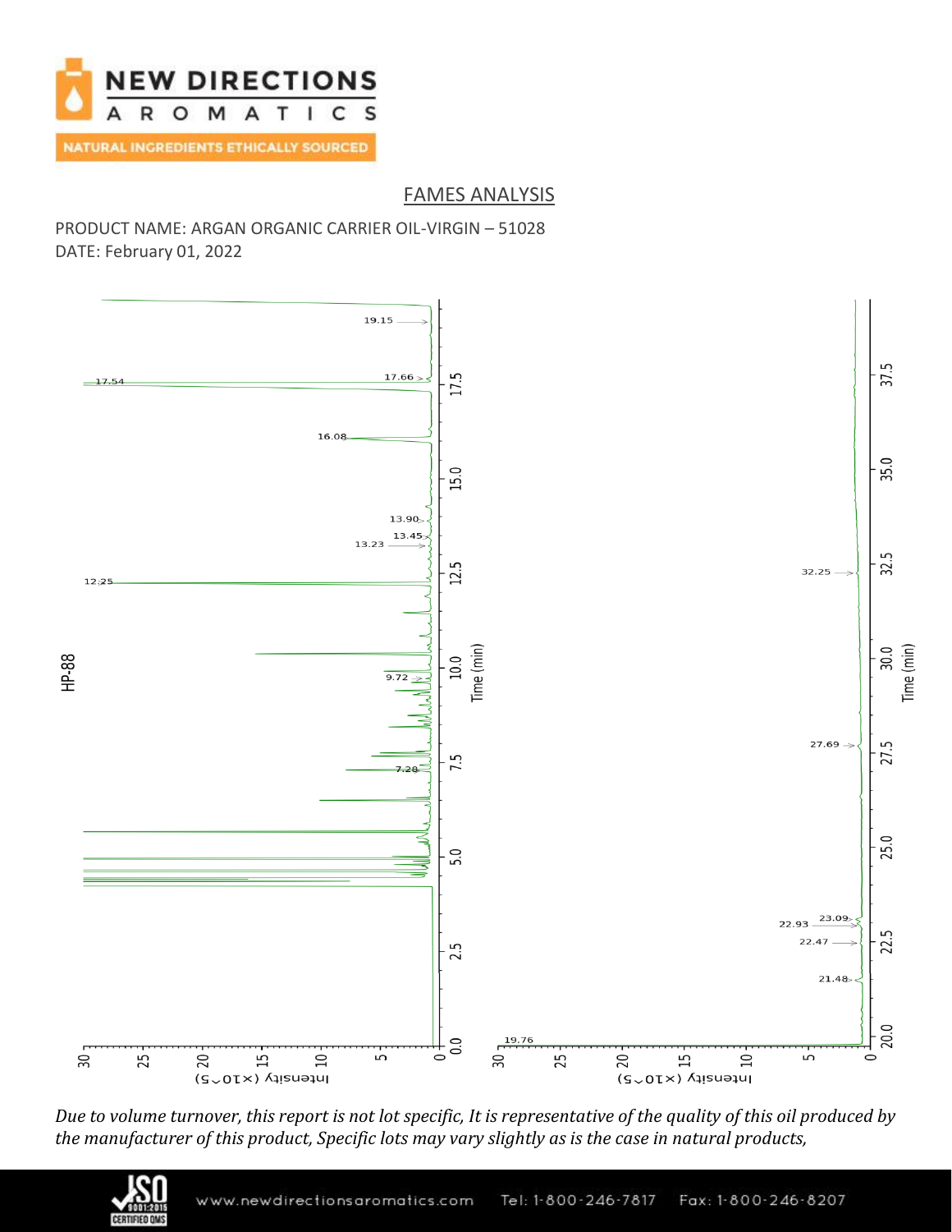## FAMES ANALYSIS

PRODUCT NAME: ARGAN ORGANIC CARRIER OIL-VIRGIN – 51028
DATE: February 01, 2022

*Due to volume turnover, this report is not lot specific, It is representative of the quality of this oil produced by the manufacturer of this product, Specific lots may vary slightly as is the case in natural products,*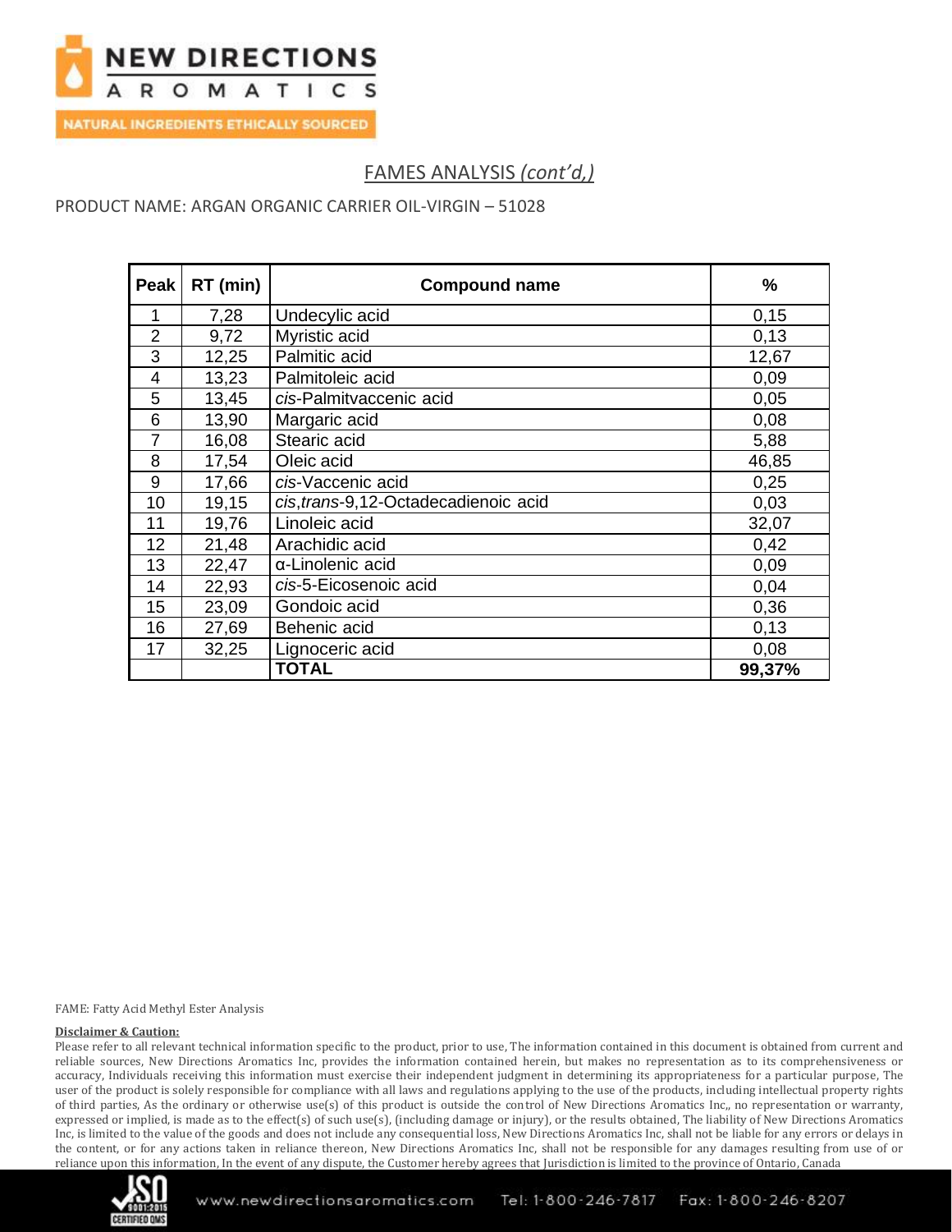## FAMES ANALYSIS *(cont'd,)*

PRODUCT NAME: ARGAN ORGANIC CARRIER OIL-VIRGIN – 51028

| Peak | RT (min) | Compound name | % |
|---|---|---|---|
| 1 | 7,28 | Undecylic acid | 0,15 |
| 2 | 9,72 | Myristic acid | 0,13 |
| 3 | 12,25 | Palmitic acid | 12,67 |
| 4 | 13,23 | Palmitoleic acid | 0,09 |
| 5 | 13,45 | *cis*-Palmitvaccenic acid | 0,05 |
| 6 | 13,90 | Margaric acid | 0,08 |
| 7 | 16,08 | Stearic acid | 5,88 |
| 8 | 17,54 | Oleic acid | 46,85 |
| 9 | 17,66 | *cis*-Vaccenic acid | 0,25 |
| 10 | 19,15 | *cis,trans*-9,12-Octadecadienoic acid | 0,03 |
| 11 | 19,76 | Linoleic acid | 32,07 |
| 12 | 21,48 | Arachidic acid | 0,42 |
| 13 | 22,47 | α-Linolenic acid | 0,09 |
| 14 | 22,93 | *cis*-5-Eicosenoic acid | 0,04 |
| 15 | 23,09 | Gondoic acid | 0,36 |
| 16 | 27,69 | Behenic acid | 0,13 |
| 17 | 32,25 | Lignoceric acid | 0,08 |
| | | **TOTAL** | **99,37%** |

FAME: Fatty Acid Methyl Ester Analysis

**Disclaimer & Caution:**

Please refer to all relevant technical information specific to the product, prior to use, The information contained in this document is obtained from current and reliable sources, New Directions Aromatics Inc, provides the information contained herein, but makes no representation as to its comprehensiveness or accuracy, Individuals receiving this information must exercise their independent judgment in determining its appropriateness for a particular purpose, The user of the product is solely responsible for compliance with all laws and regulations applying to the use of the products, including intellectual property rights of third parties, As the ordinary or otherwise use(s) of this product is outside the control of New Directions Aromatics Inc,, no representation or warranty, expressed or implied, is made as to the effect(s) of such use(s), (including damage or injury), or the results obtained, The liability of New Directions Aromatics Inc, is limited to the value of the goods and does not include any consequential loss, New Directions Aromatics Inc, shall not be liable for any errors or delays in the content, or for any actions taken in reliance thereon, New Directions Aromatics Inc, shall not be responsible for any damages resulting from use of or reliance upon this information, In the event of any dispute, the Customer hereby agrees that Jurisdiction is limited to the province of Ontario, Canada